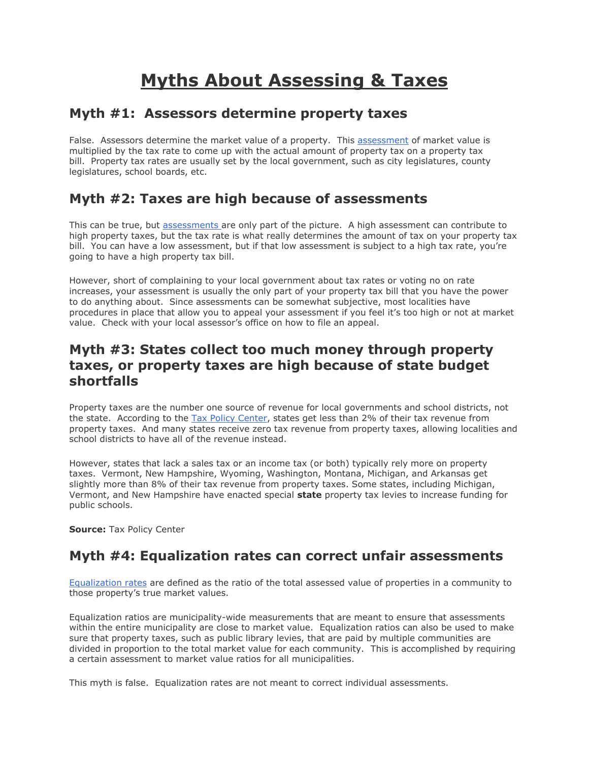# Myths About Assessing & Taxes

## Myth #1: Assessors determine property taxes

False. Assessors determine the market value of a property. This assessment of market value is multiplied by the tax rate to come up with the actual amount of property tax on a property tax bill. Property tax rates are usually set by the local government, such as city legislatures, county legislatures, school boards, etc.

## Myth #2: Taxes are high because of assessments

This can be true, but assessments are only part of the picture. A high assessment can contribute to high property taxes, but the tax rate is what really determines the amount of tax on your property tax bill. You can have a low assessment, but if that low assessment is subject to a high tax rate, you're going to have a high property tax bill.

However, short of complaining to your local government about tax rates or voting no on rate increases, your assessment is usually the only part of your property tax bill that you have the power to do anything about. Since assessments can be somewhat subjective, most localities have procedures in place that allow you to appeal your assessment if you feel it's too high or not at market value. Check with your local assessor's office on how to file an appeal.

## Myth #3: States collect too much money through property taxes, or property taxes are high because of state budget shortfalls

Property taxes are the number one source of revenue for local governments and school districts, not the state. According to the Tax Policy Center, states get less than 2% of their tax revenue from property taxes. And many states receive zero tax revenue from property taxes, allowing localities and school districts to have all of the revenue instead.

However, states that lack a sales tax or an income tax (or both) typically rely more on property taxes. Vermont, New Hampshire, Wyoming, Washington, Montana, Michigan, and Arkansas get slightly more than 8% of their tax revenue from property taxes. Some states, including Michigan, Vermont, and New Hampshire have enacted special **state** property tax levies to increase funding for public schools.

**Source:** Tax Policy Center

## Myth #4: Equalization rates can correct unfair assessments

Equalization rates are defined as the ratio of the total assessed value of properties in a community to those property's true market values.

Equalization ratios are municipality-wide measurements that are meant to ensure that assessments within the entire municipality are close to market value. Equalization ratios can also be used to make sure that property taxes, such as public library levies, that are paid by multiple communities are divided in proportion to the total market value for each community. This is accomplished by requiring a certain assessment to market value ratios for all municipalities.

This myth is false. Equalization rates are not meant to correct individual assessments.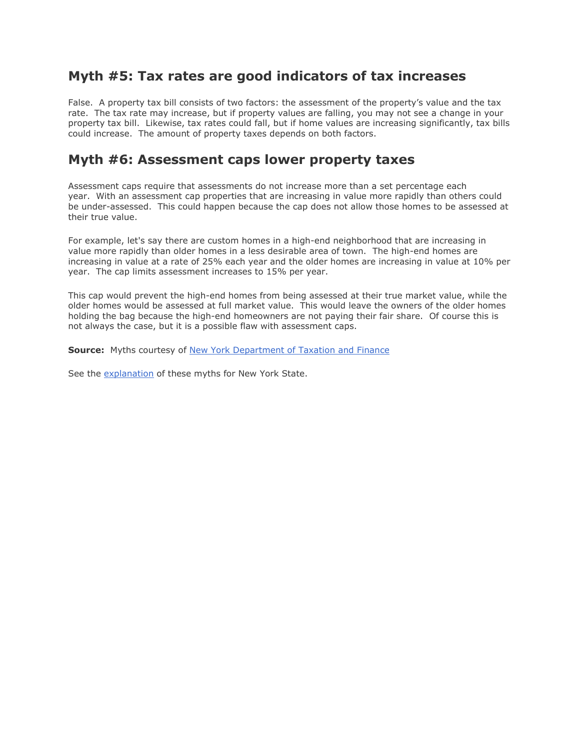## Myth #5: Tax rates are good indicators of tax increases

False. A property tax bill consists of two factors: the assessment of the property's value and the tax rate. The tax rate may increase, but if property values are falling, you may not see a change in your property tax bill. Likewise, tax rates could fall, but if home values are increasing significantly, tax bills could increase. The amount of property taxes depends on both factors.

## Myth #6: Assessment caps lower property taxes

Assessment caps require that assessments do not increase more than a set percentage each year. With an assessment cap properties that are increasing in value more rapidly than others could be under-assessed. This could happen because the cap does not allow those homes to be assessed at their true value.

For example, let's say there are custom homes in a high-end neighborhood that are increasing in value more rapidly than older homes in a less desirable area of town. The high-end homes are increasing in value at a rate of 25% each year and the older homes are increasing in value at 10% per year. The cap limits assessment increases to 15% per year.

This cap would prevent the high-end homes from being assessed at their true market value, while the older homes would be assessed at full market value. This would leave the owners of the older homes holding the bag because the high-end homeowners are not paying their fair share. Of course this is not always the case, but it is a possible flaw with assessment caps.

**Source:** Myths courtesy of New York Department of Taxation and Finance

See the explanation of these myths for New York State.